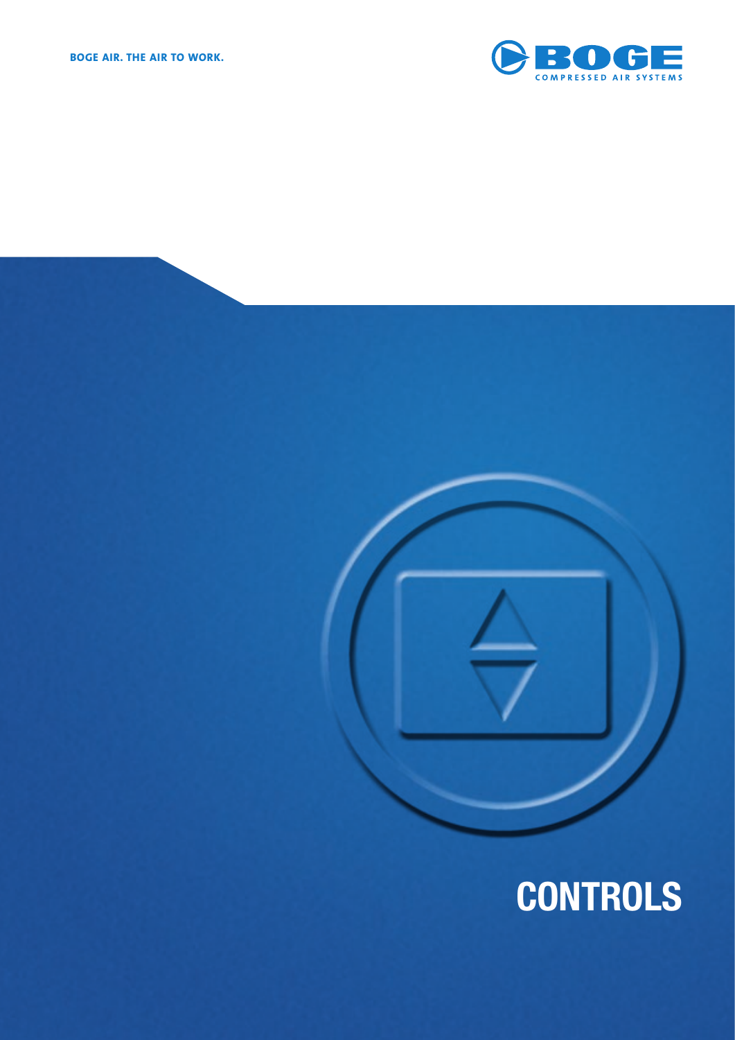BOGE AIR. THE AIR TO WORK.

BOGE
COMPRESSED AIR SYSTEMS

# CONTROLS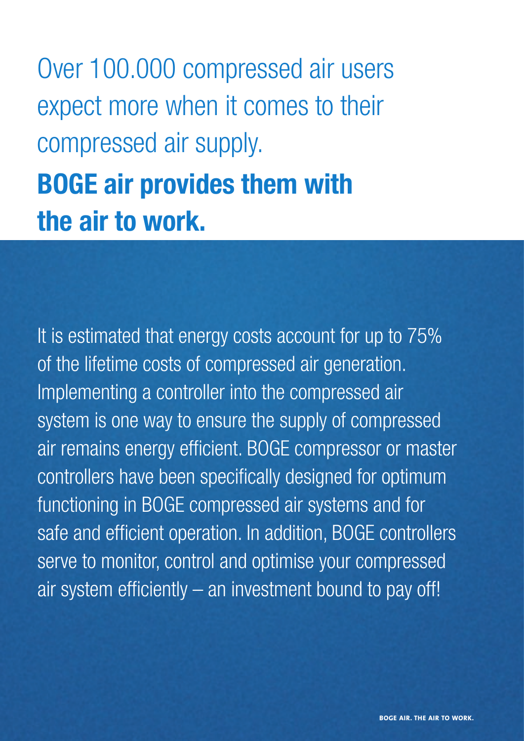# Over 100.000 compressed air users expect more when it comes to their compressed air supply.

# **BOGE air provides them with the air to work.**

It is estimated that energy costs account for up to 75% of the lifetime costs of compressed air generation. Implementing a controller into the compressed air system is one way to ensure the supply of compressed air remains energy efficient. BOGE compressor or master controllers have been specifically designed for optimum functioning in BOGE compressed air systems and for safe and efficient operation. In addition, BOGE controllers serve to monitor, control and optimise your compressed air system efficiently – an investment bound to pay off!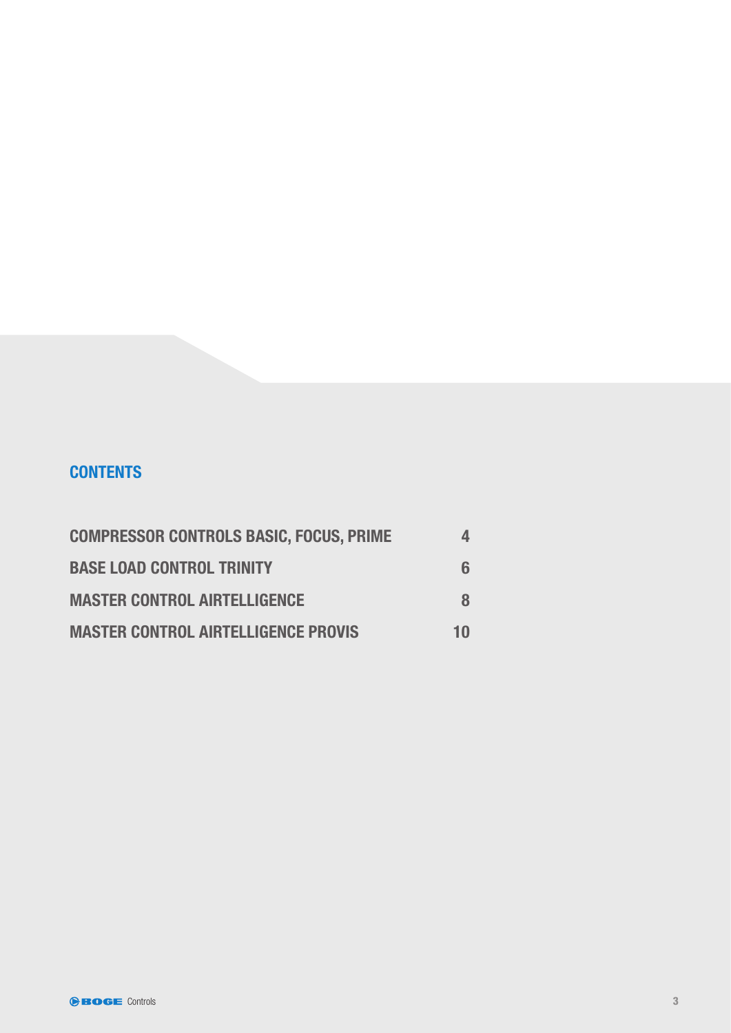## CONTENTS

| | |
|---|---|
| **COMPRESSOR CONTROLS BASIC, FOCUS, PRIME** | **4** |
| **BASE LOAD CONTROL TRINITY** | **6** |
| **MASTER CONTROL AIRTELLIGENCE** | **8** |
| **MASTER CONTROL AIRTELLIGENCE PROVIS** | **10** |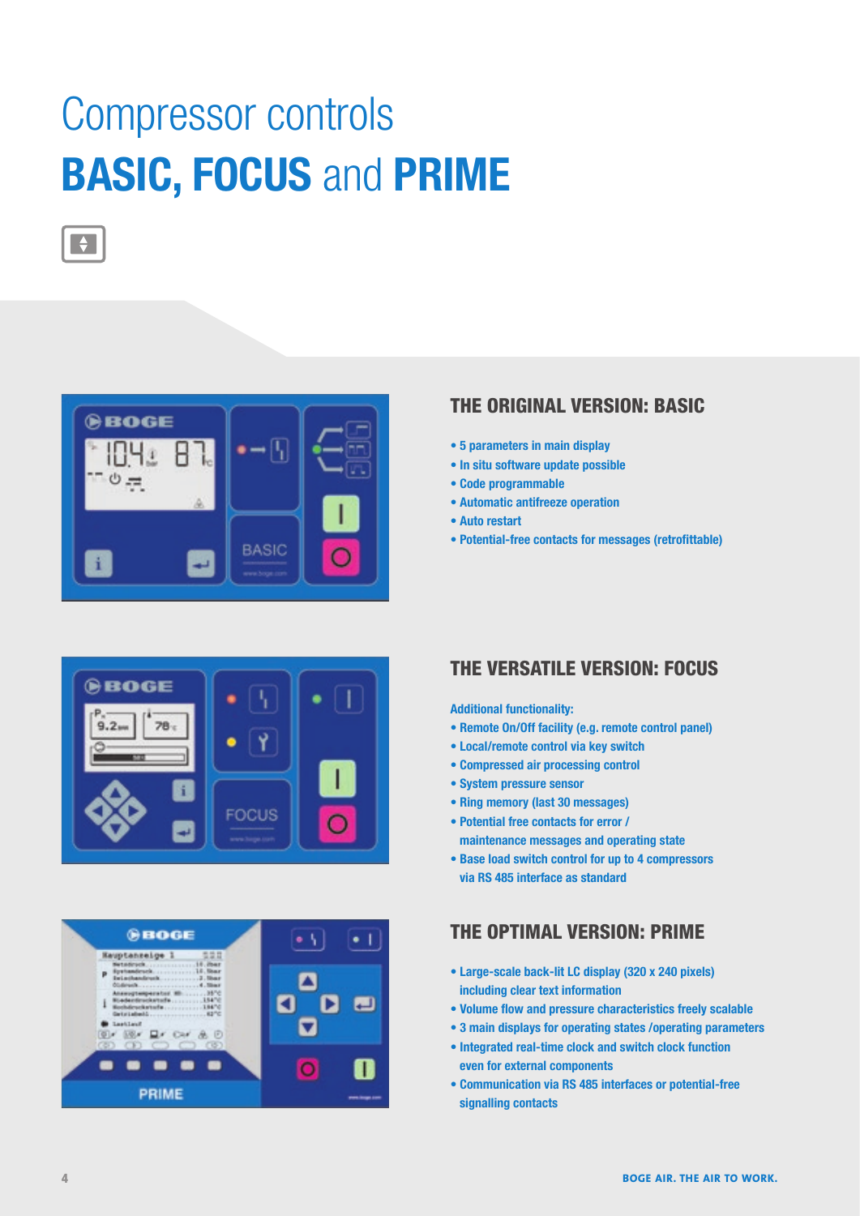# Compressor controls
# **BASIC, FOCUS** and **PRIME**

## THE ORIGINAL VERSION: BASIC

- 5 parameters in main display
- In situ software update possible
- Code programmable
- Automatic antifreeze operation
- Auto restart
- Potential-free contacts for messages (retrofittable)

## THE VERSATILE VERSION: FOCUS

Additional functionality:

- Remote On/Off facility (e.g. remote control panel)
- Local/remote control via key switch
- Compressed air processing control
- System pressure sensor
- Ring memory (last 30 messages)
- Potential free contacts for error / maintenance messages and operating state
- Base load switch control for up to 4 compressors via RS 485 interface as standard

## THE OPTIMAL VERSION: PRIME

- Large-scale back-lit LC display (320 x 240 pixels) including clear text information
- Volume flow and pressure characteristics freely scalable
- 3 main displays for operating states /operating parameters
- Integrated real-time clock and switch clock function even for external components
- Communication via RS 485 interfaces or potential-free signalling contacts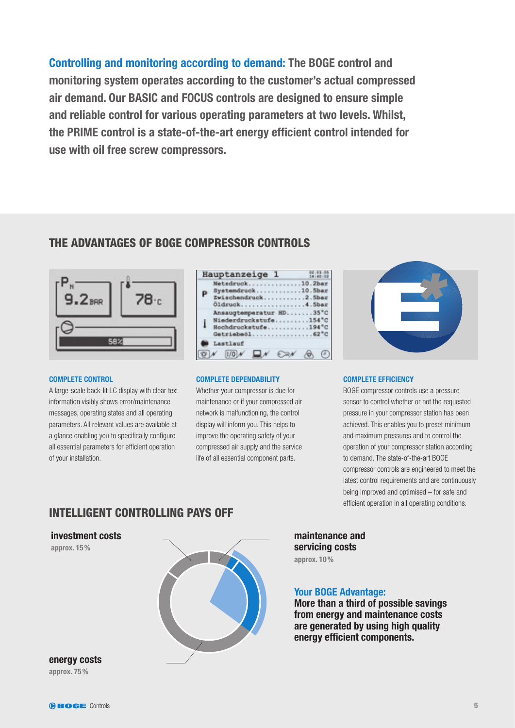**Controlling and monitoring according to demand:** **The BOGE control and monitoring system operates according to the customer's actual compressed air demand. Our BASIC and FOCUS controls are designed to ensure simple and reliable control for various operating parameters at two levels. Whilst, the PRIME control is a state-of-the-art energy efficient control intended for use with oil free screw compressors.**

## THE ADVANTAGES OF BOGE COMPRESSOR CONTROLS

### COMPLETE CONTROL

A large-scale back-lit LC display with clear text information visibly shows error/maintenance messages, operating states and all operating parameters. All relevant values are available at a glance enabling you to specifically configure all essential parameters for efficient operation of your installation.

### COMPLETE DEPENDABILITY

Whether your compressor is due for maintenance or if your compressed air network is malfunctioning, the control display will inform you. This helps to improve the operating safety of your compressed air supply and the service life of all essential component parts.

### COMPLETE EFFICIENCY

BOGE compressor controls use a pressure sensor to control whether or not the requested pressure in your compressor station has been achieved. This enables you to preset minimum and maximum pressures and to control the operation of your compressor station according to demand. The state-of-the-art BOGE compressor controls are engineered to meet the latest control requirements and are continuously being improved and optimised – for safe and efficient operation in all operating conditions.

## INTELLIGENT CONTROLLING PAYS OFF

**investment costs**
approx. 15%

**maintenance and servicing costs**
approx. 10%

**energy costs**
approx. 75%

**Your BOGE Advantage:**
**More than a third of possible savings from energy and maintenance costs are generated by using high quality energy efficient components.**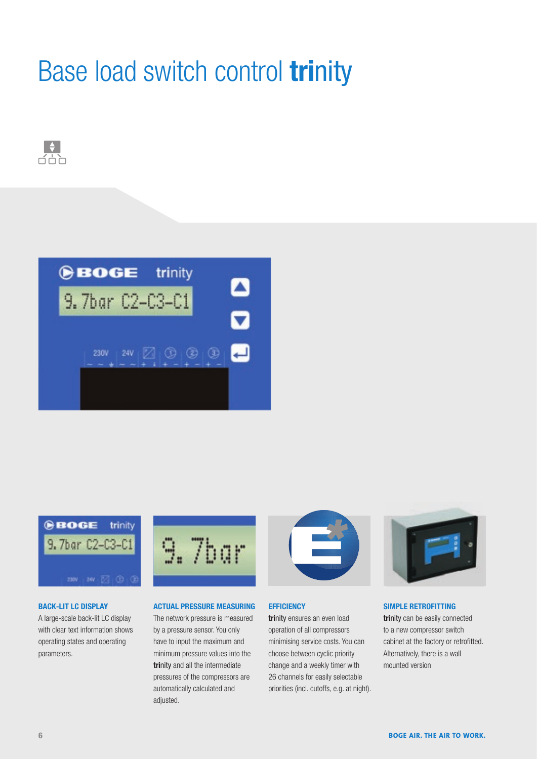# Base load switch control **trinity**

### BACK-LIT LC DISPLAY

A large-scale back-lit LC display with clear text information shows operating states and operating parameters.

### ACTUAL PRESSURE MEASURING

The network pressure is measured by a pressure sensor. You only have to input the maximum and minimum pressure values into the **tri**nity and all the intermediate pressures of the compressors are automatically calculated and adjusted.

### EFFICIENCY

**tri**nity ensures an even load operation of all compressors minimising service costs. You can choose between cyclic priority change and a weekly timer with 26 channels for easily selectable priorities (incl. cutoffs, e.g. at night).

### SIMPLE RETROFITTING

**tri**nity can be easily connected to a new compressor switch cabinet at the factory or retrofitted. Alternatively, there is a wall mounted version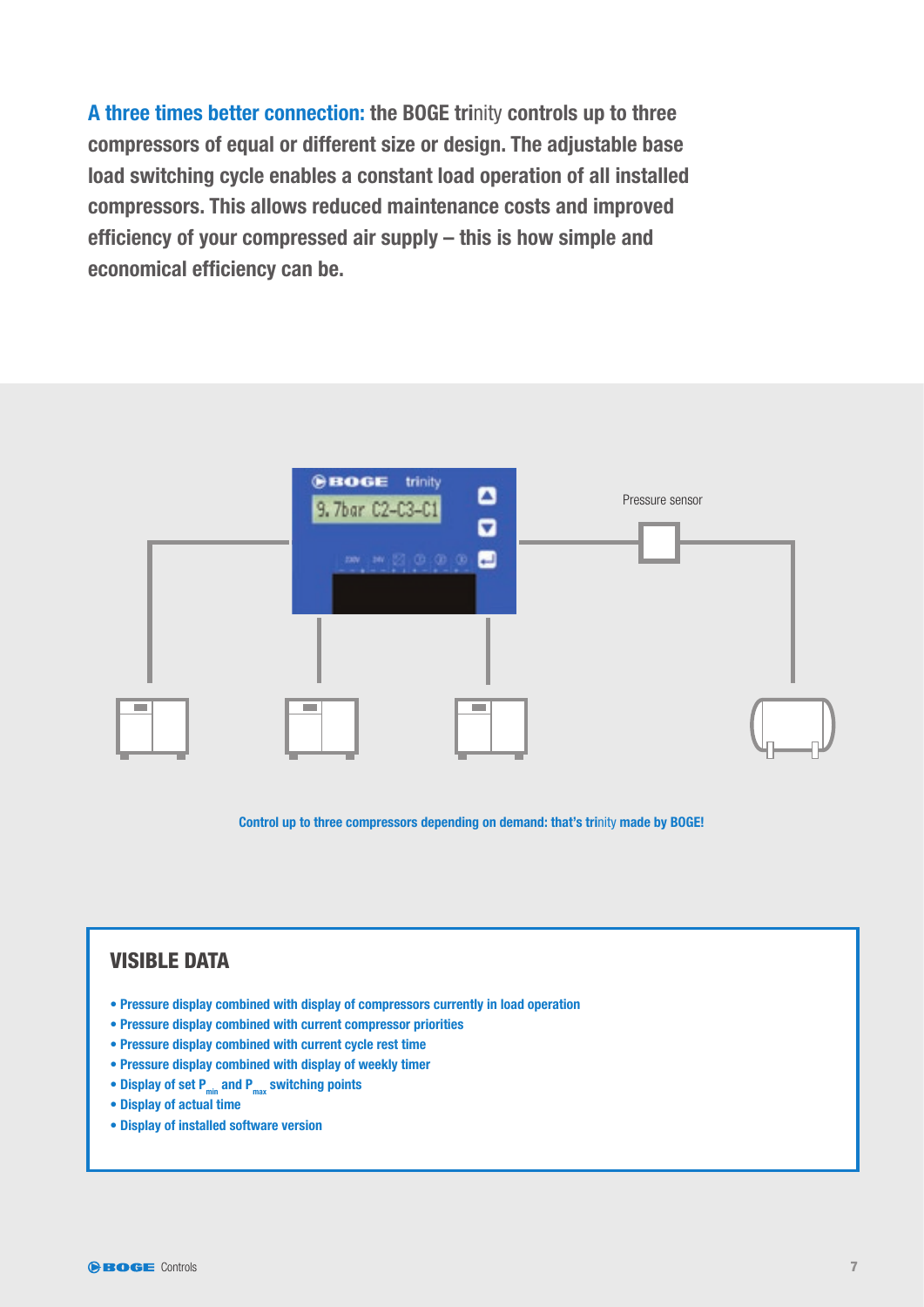**A three times better connection:** the BOGE trinity controls up to three compressors of equal or different size or design. The adjustable base load switching cycle enables a constant load operation of all installed compressors. This allows reduced maintenance costs and improved efficiency of your compressed air supply – this is how simple and economical efficiency can be.

Pressure sensor

Control up to three compressors depending on demand: that's trinity made by BOGE!

## VISIBLE DATA

- Pressure display combined with display of compressors currently in load operation
- Pressure display combined with current compressor priorities
- Pressure display combined with current cycle rest time
- Pressure display combined with display of weekly timer
- Display of set $P_{min}$ and $P_{max}$ switching points
- Display of actual time
- Display of installed software version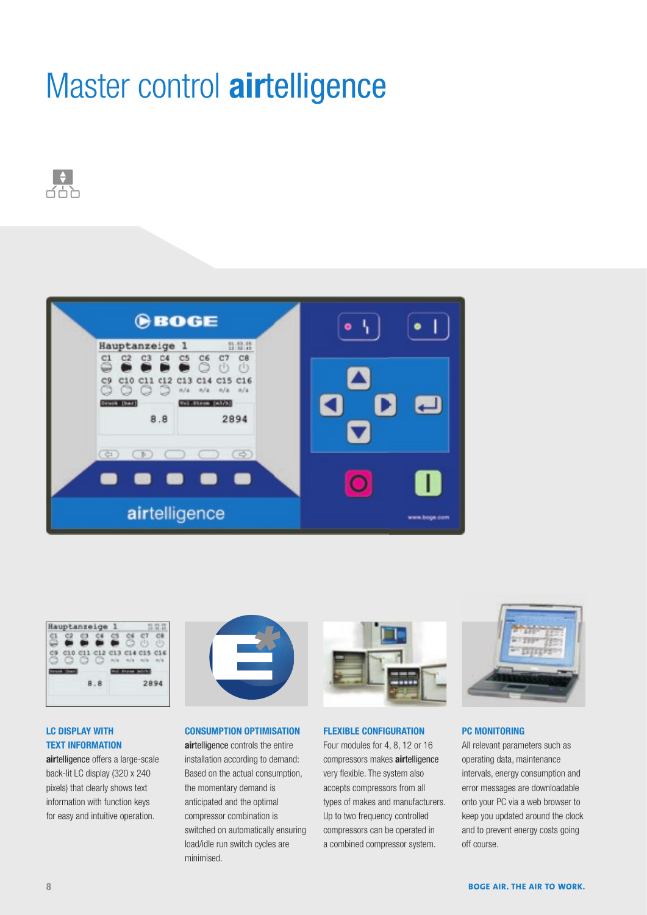# Master control **air**telligence

#### LC DISPLAY WITH TEXT INFORMATION

**air**telligence offers a large-scale back-lit LC display (320 x 240 pixels) that clearly shows text information with function keys for easy and intuitive operation.

#### CONSUMPTION OPTIMISATION

**air**telligence controls the entire installation according to demand: Based on the actual consumption, the momentary demand is anticipated and the optimal compressor combination is switched on automatically ensuring load/idle run switch cycles are minimised.

#### FLEXIBLE CONFIGURATION

Four modules for 4, 8, 12 or 16 compressors makes **air**telligence very flexible. The system also accepts compressors from all types of makes and manufacturers. Up to two frequency controlled compressors can be operated in a combined compressor system.

#### PC MONITORING

All relevant parameters such as operating data, maintenance intervals, energy consumption and error messages are downloadable onto your PC via a web browser to keep you updated around the clock and to prevent energy costs going off course.

BOGE AIR. THE AIR TO WORK.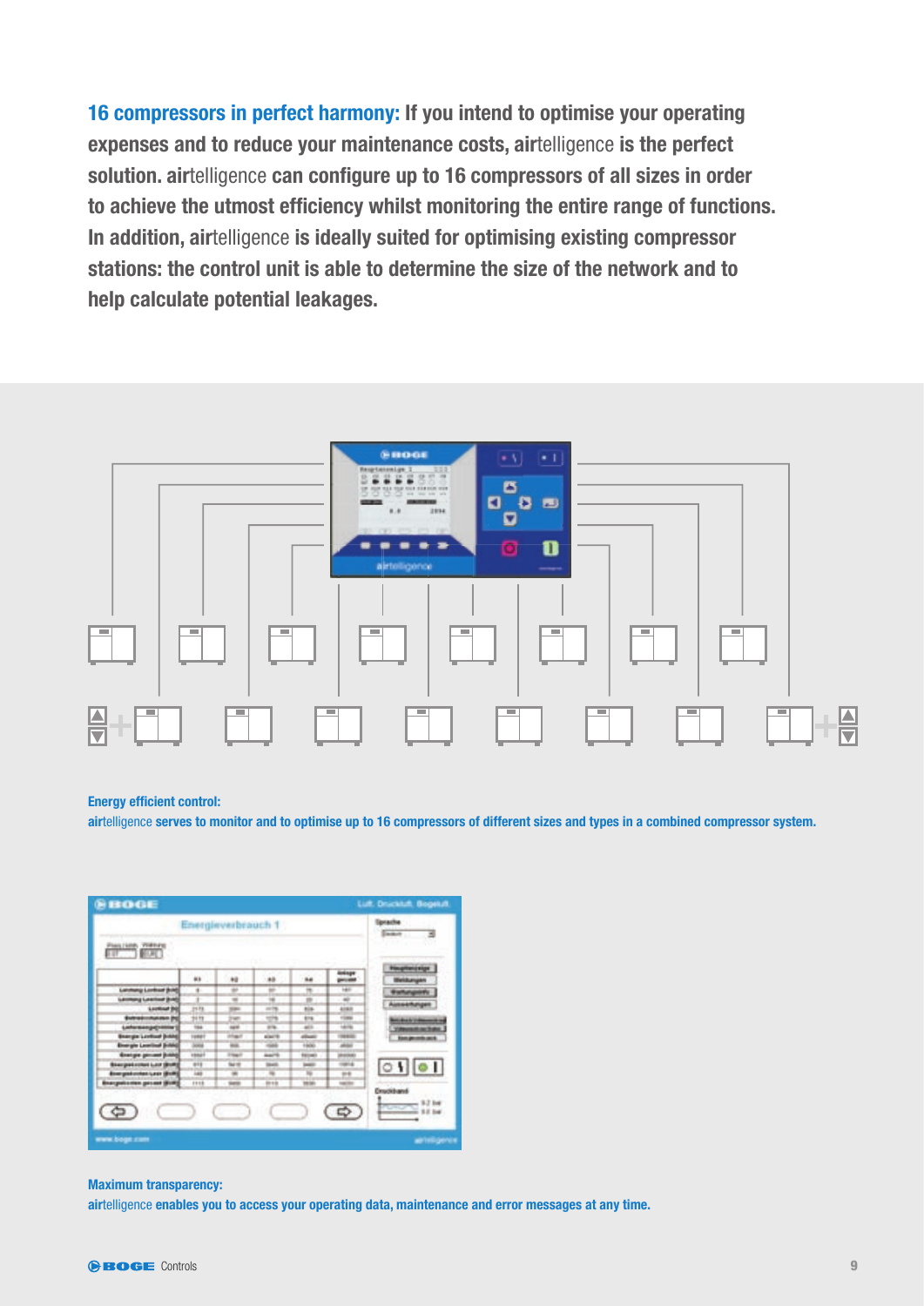**16 compressors in perfect harmony:** If you intend to optimise your operating expenses and to reduce your maintenance costs, airtelligence is the perfect solution. airtelligence can configure up to 16 compressors of all sizes in order to achieve the utmost efficiency whilst monitoring the entire range of functions. In addition, airtelligence is ideally suited for optimising existing compressor stations: the control unit is able to determine the size of the network and to help calculate potential leakages.

**Energy efficient control:**
airtelligence serves to monitor and to optimise up to 16 compressors of different sizes and types in a combined compressor system.

**Maximum transparency:**
airtelligence enables you to access your operating data, maintenance and error messages at any time.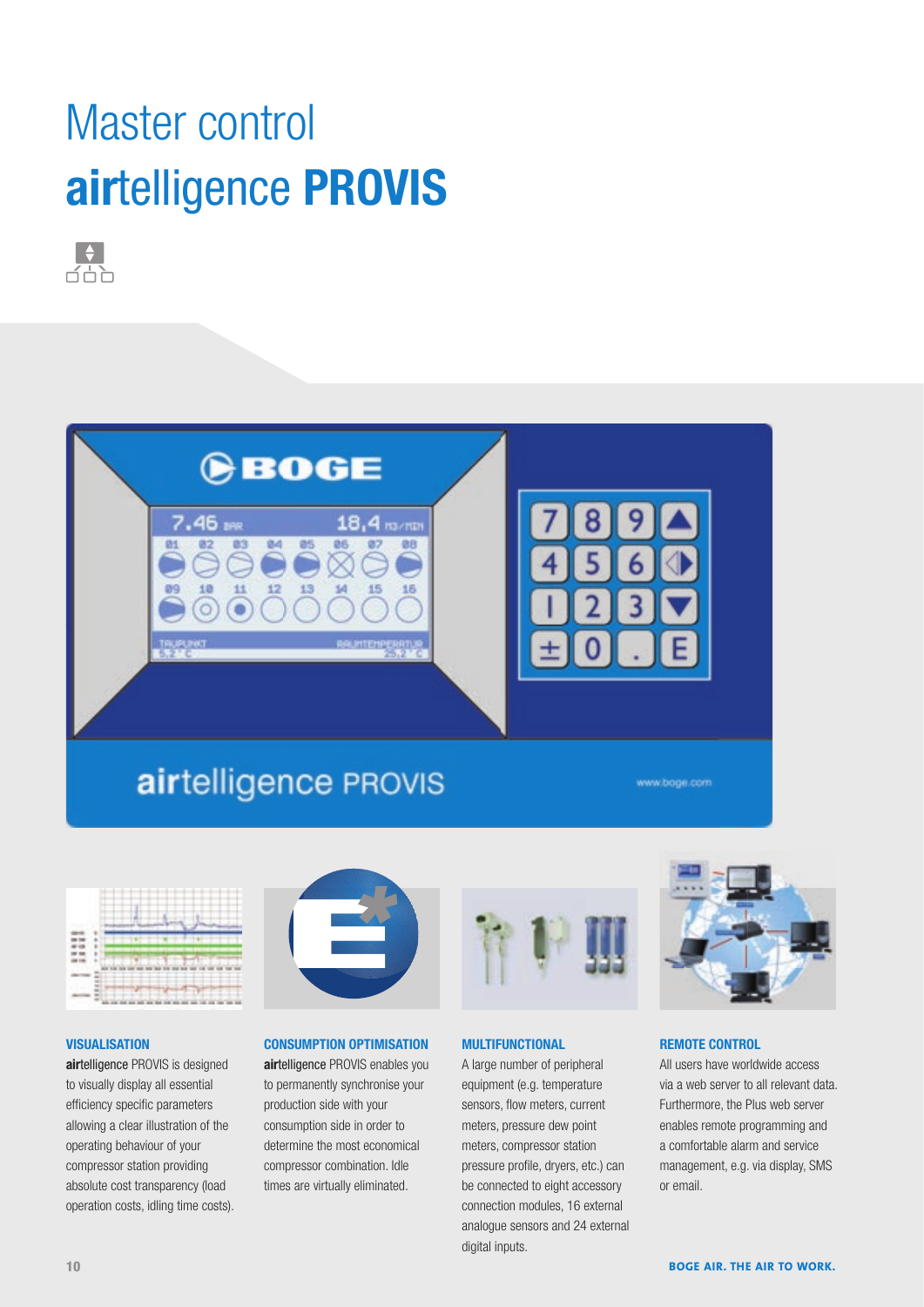# Master control airtelligence PROVIS

### VISUALISATION

**air**telligence PROVIS is designed to visually display all essential efficiency specific parameters allowing a clear illustration of the operating behaviour of your compressor station providing absolute cost transparency (load operation costs, idling time costs).

### CONSUMPTION OPTIMISATION

**air**telligence PROVIS enables you to permanently synchronise your production side with your consumption side in order to determine the most economical compressor combination. Idle times are virtually eliminated.

### MULTIFUNCTIONAL

A large number of peripheral equipment (e.g. temperature sensors, flow meters, current meters, pressure dew point meters, compressor station pressure profile, dryers, etc.) can be connected to eight accessory connection modules, 16 external analogue sensors and 24 external digital inputs.

### REMOTE CONTROL

All users have worldwide access via a web server to all relevant data. Furthermore, the Plus web server enables remote programming and a comfortable alarm and service management, e.g. via display, SMS or email.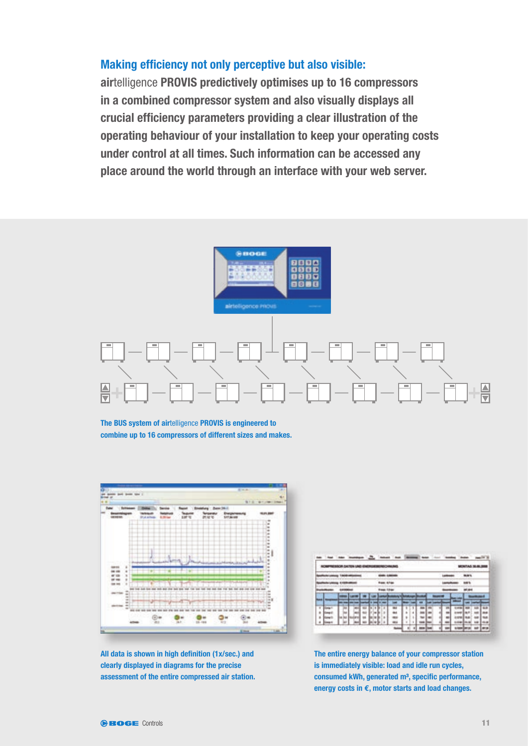## Making efficiency not only perceptive but also visible:

**air**telligence **PROVIS predictively optimises up to 16 compressors in a combined compressor system and also visually displays all crucial efficiency parameters providing a clear illustration of the operating behaviour of your installation to keep your operating costs under control at all times. Such information can be accessed any place around the world through an interface with your web server.**

The BUS system of airtelligence PROVIS is engineered to combine up to 16 compressors of different sizes and makes.

All data is shown in high definition (1x/sec.) and clearly displayed in diagrams for the precise assessment of the entire compressed air station.

The entire energy balance of your compressor station is immediately visible: load and idle run cycles, consumed kWh, generated m³, specific performance, energy costs in €, motor starts and load changes.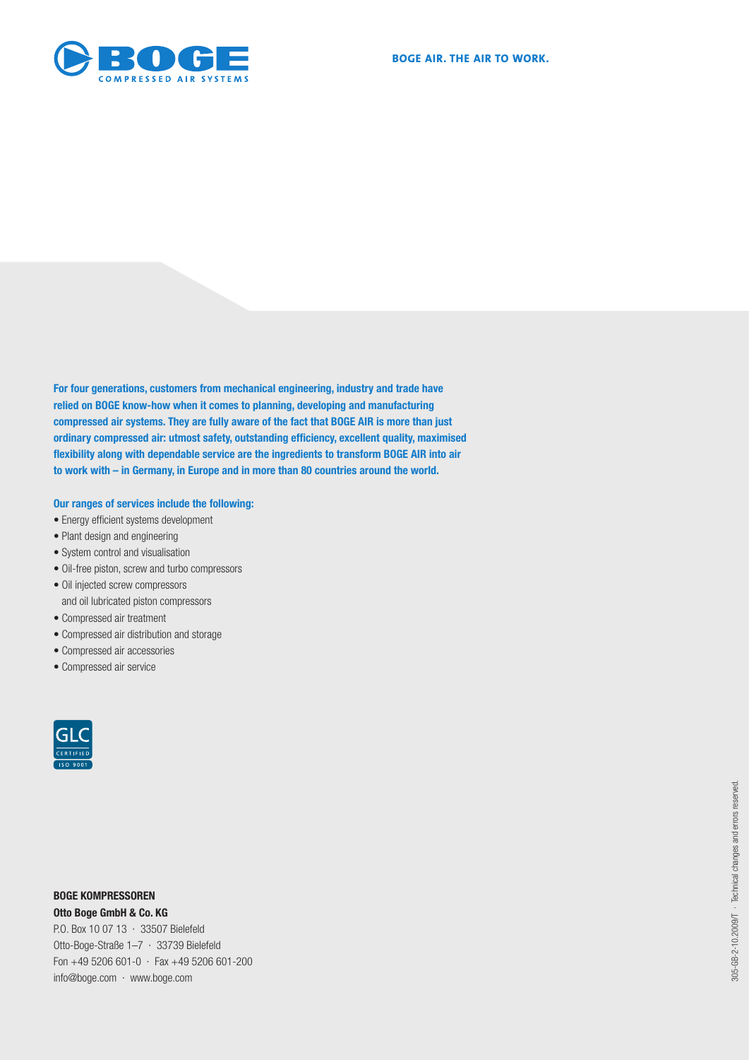BOGE AIR. THE AIR TO WORK.

**For four generations, customers from mechanical engineering, industry and trade have relied on BOGE know-how when it comes to planning, developing and manufacturing compressed air systems. They are fully aware of the fact that BOGE AIR is more than just ordinary compressed air: utmost safety, outstanding efficiency, excellent quality, maximised flexibility along with dependable service are the ingredients to transform BOGE AIR into air to work with – in Germany, in Europe and in more than 80 countries around the world.**

**Our ranges of services include the following:**

- Energy efficient systems development
- Plant design and engineering
- System control and visualisation
- Oil-free piston, screw and turbo compressors
- Oil injected screw compressors and oil lubricated piston compressors
- Compressed air treatment
- Compressed air distribution and storage
- Compressed air accessories
- Compressed air service

GLC CERTIFIED ISO 9001

**BOGE KOMPRESSOREN**
**Otto Boge GmbH & Co. KG**
P.O. Box 10 07 13 · 33507 Bielefeld
Otto-Boge-Straße 1–7 · 33739 Bielefeld
Fon +49 5206 601-0 · Fax +49 5206 601-200
info@boge.com · www.boge.com

305-GB-2-10.2009/T · Technical changes and errors reserved.